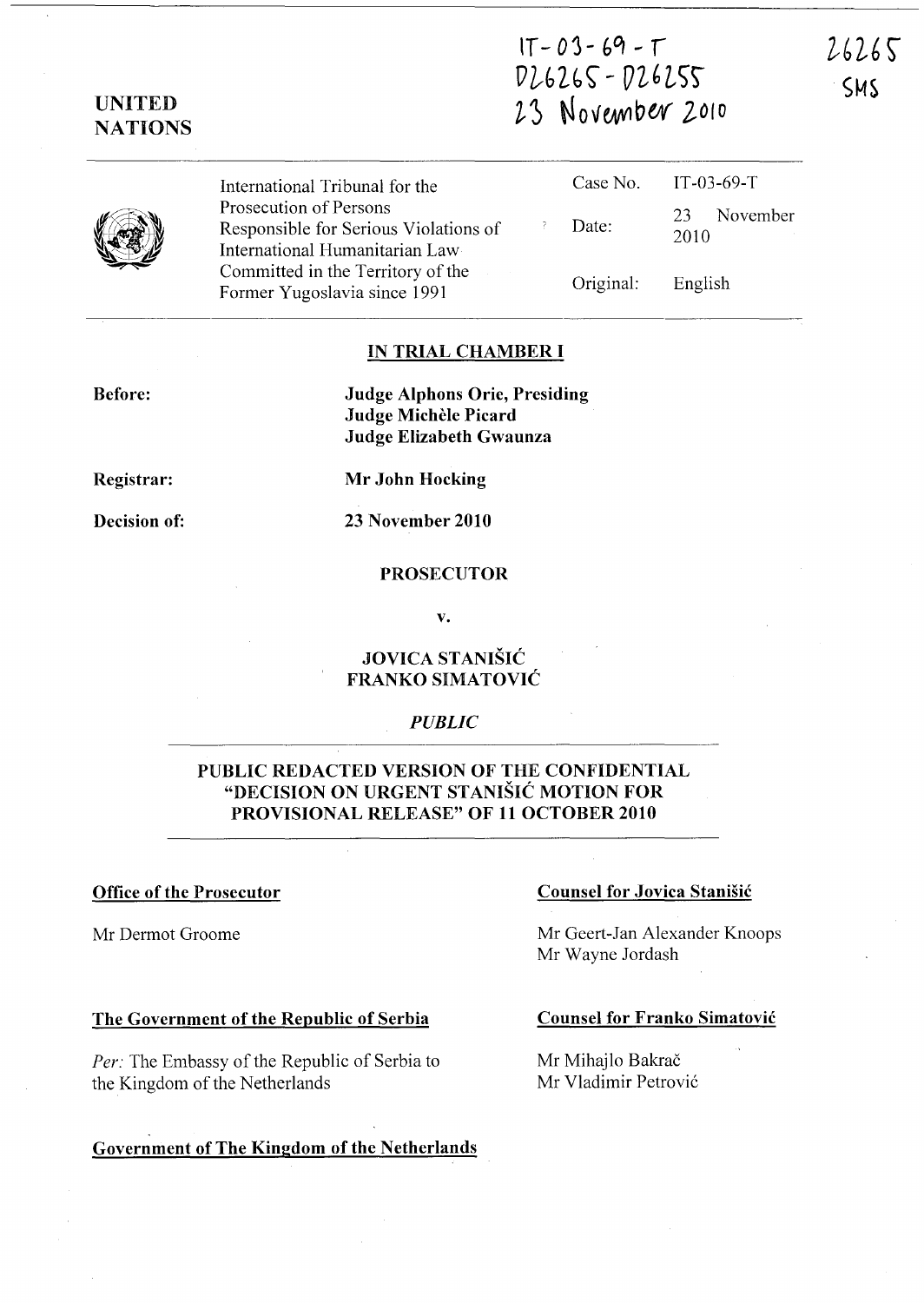IT-03-69-T
D26265 - D26255
23 November 2010

26265
SMS

**UNITED NATIONS**

| International Tribunal for the Prosecution of Persons Responsible for Serious Violations of International Humanitarian Law Committed in the Territory of the Former Yugoslavia since 1991 | Case No. | IT-03-69-T |
|---|---|---|
| | Date: | 23 November 2010 |
| | Original: | English |

## IN TRIAL CHAMBER I

**Before:** **Judge Alphons Orie, Presiding**
**Judge Michèle Picard**
**Judge Elizabeth Gwaunza**

**Registrar:** **Mr John Hocking**

**Decision of:** **23 November 2010**

**PROSECUTOR**

**v.**

**JOVICA STANIŠIĆ**
**FRANKO SIMATOVIĆ**

*PUBLIC*

## PUBLIC REDACTED VERSION OF THE CONFIDENTIAL "DECISION ON URGENT STANIŠIĆ MOTION FOR PROVISIONAL RELEASE" OF 11 OCTOBER 2010

**Office of the Prosecutor**

Mr Dermot Groome

**The Government of the Republic of Serbia**

*Per:* The Embassy of the Republic of Serbia to the Kingdom of the Netherlands

**Government of The Kingdom of the Netherlands**

**Counsel for Jovica Stanišić**

Mr Geert-Jan Alexander Knoops
Mr Wayne Jordash

**Counsel for Franko Simatović**

Mr Mihajlo Bakrač
Mr Vladimir Petrović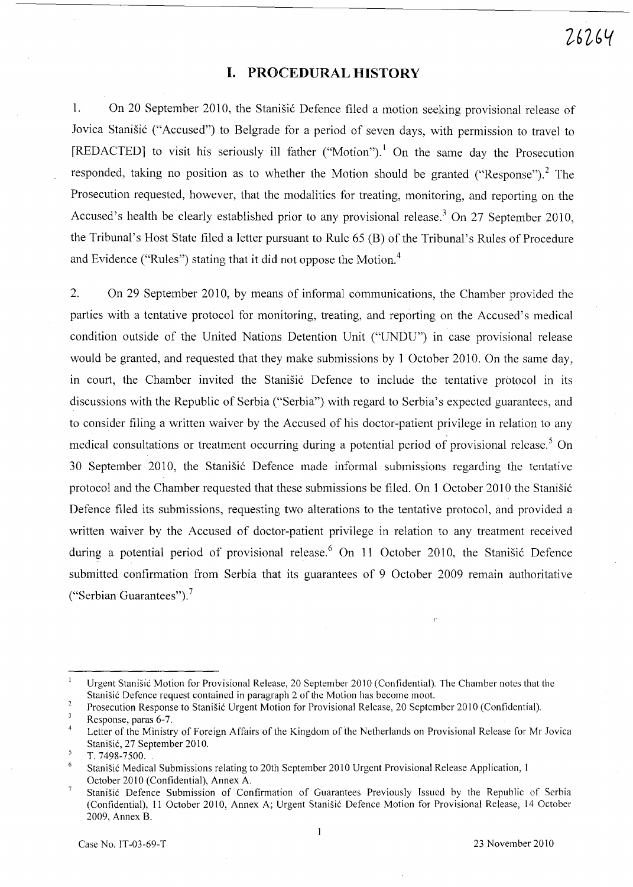# I. PROCEDURAL HISTORY

1. On 20 September 2010, the Stanišić Defence filed a motion seeking provisional release of Jovica Stanišić ("Accused") to Belgrade for a period of seven days, with permission to travel to [REDACTED] to visit his seriously ill father ("Motion").[1] On the same day the Prosecution responded, taking no position as to whether the Motion should be granted ("Response").[2] The Prosecution requested, however, that the modalities for treating, monitoring, and reporting on the Accused's health be clearly established prior to any provisional release.[3] On 27 September 2010, the Tribunal's Host State filed a letter pursuant to Rule 65 (B) of the Tribunal's Rules of Procedure and Evidence ("Rules") stating that it did not oppose the Motion.[4]

2. On 29 September 2010, by means of informal communications, the Chamber provided the parties with a tentative protocol for monitoring, treating, and reporting on the Accused's medical condition outside of the United Nations Detention Unit ("UNDU") in case provisional release would be granted, and requested that they make submissions by 1 October 2010. On the same day, in court, the Chamber invited the Stanišić Defence to include the tentative protocol in its discussions with the Republic of Serbia ("Serbia") with regard to Serbia's expected guarantees, and to consider filing a written waiver by the Accused of his doctor-patient privilege in relation to any medical consultations or treatment occurring during a potential period of provisional release.[5] On 30 September 2010, the Stanišić Defence made informal submissions regarding the tentative protocol and the Chamber requested that these submissions be filed. On 1 October 2010 the Stanišić Defence filed its submissions, requesting two alterations to the tentative protocol, and provided a written waiver by the Accused of doctor-patient privilege in relation to any treatment received during a potential period of provisional release.[6] On 11 October 2010, the Stanišić Defence submitted confirmation from Serbia that its guarantees of 9 October 2009 remain authoritative ("Serbian Guarantees").[7]

---

[1] Urgent Stanišić Motion for Provisional Release, 20 September 2010 (Confidential). The Chamber notes that the Stanišić Defence request contained in paragraph 2 of the Motion has become moot.

[2] Prosecution Response to Stanišić Urgent Motion for Provisional Release, 20 September 2010 (Confidential).

[3] Response, paras 6-7.

[4] Letter of the Ministry of Foreign Affairs of the Kingdom of the Netherlands on Provisional Release for Mr Jovica Stanišić, 27 September 2010.

[5] T. 7498-7500.

[6] Stanišić Medical Submissions relating to 20th September 2010 Urgent Provisional Release Application, 1 October 2010 (Confidential), Annex A.

[7] Stanišić Defence Submission of Confirmation of Guarantees Previously Issued by the Republic of Serbia (Confidential), 11 October 2010, Annex A; Urgent Stanišić Defence Motion for Provisional Release, 14 October 2009, Annex B.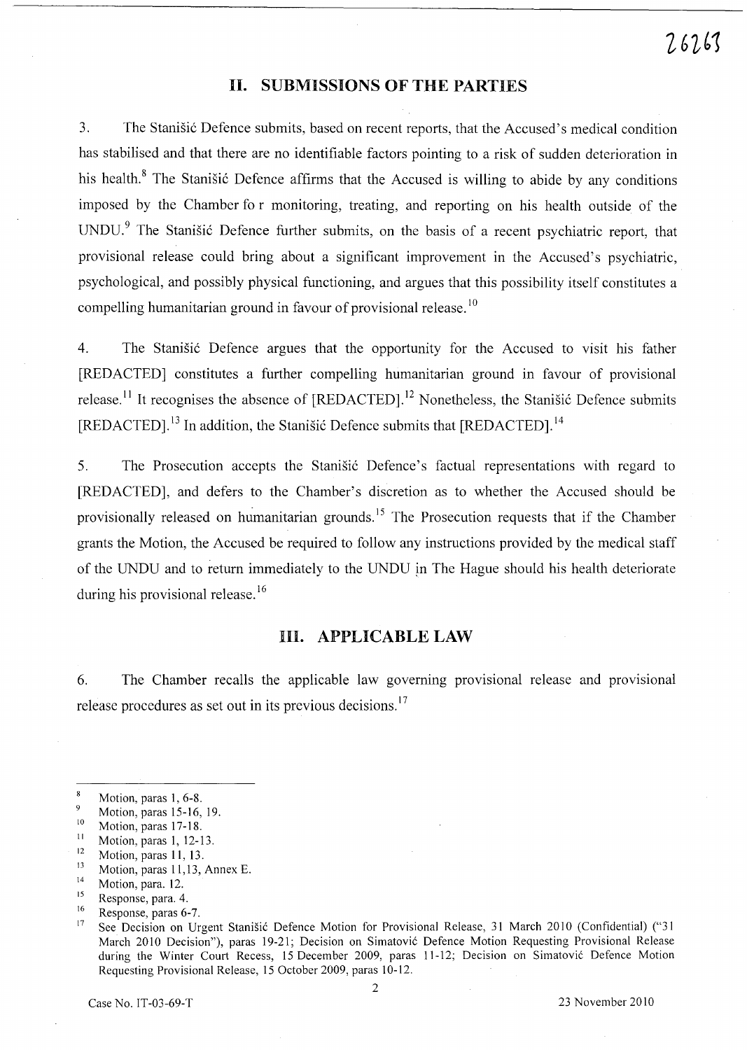## II. SUBMISSIONS OF THE PARTIES

3. The Stanišić Defence submits, based on recent reports, that the Accused's medical condition has stabilised and that there are no identifiable factors pointing to a risk of sudden deterioration in his health.[8] The Stanišić Defence affirms that the Accused is willing to abide by any conditions imposed by the Chamber fo r monitoring, treating, and reporting on his health outside of the UNDU.[9] The Stanišić Defence further submits, on the basis of a recent psychiatric report, that provisional release could bring about a significant improvement in the Accused's psychiatric, psychological, and possibly physical functioning, and argues that this possibility itself constitutes a compelling humanitarian ground in favour of provisional release.[10]

4. The Stanišić Defence argues that the opportunity for the Accused to visit his father [REDACTED] constitutes a further compelling humanitarian ground in favour of provisional release.[11] It recognises the absence of [REDACTED].[12] Nonetheless, the Stanišić Defence submits [REDACTED].[13] In addition, the Stanišić Defence submits that [REDACTED].[14]

5. The Prosecution accepts the Stanišić Defence's factual representations with regard to [REDACTED], and defers to the Chamber's discretion as to whether the Accused should be provisionally released on humanitarian grounds.[15] The Prosecution requests that if the Chamber grants the Motion, the Accused be required to follow any instructions provided by the medical staff of the UNDU and to return immediately to the UNDU in The Hague should his health deteriorate during his provisional release.[16]

## III. APPLICABLE LAW

6. The Chamber recalls the applicable law governing provisional release and provisional release procedures as set out in its previous decisions.[17]

---

[8] Motion, paras 1, 6-8.

[9] Motion, paras 15-16, 19.

[10] Motion, paras 17-18.

[11] Motion, paras 1, 12-13.

[12] Motion, paras 11, 13.

[13] Motion, paras 11,13, Annex E.

[14] Motion, para. 12.

[15] Response, para. 4.

[16] Response, paras 6-7.

[17] See Decision on Urgent Stanišić Defence Motion for Provisional Release, 31 March 2010 (Confidential) ("31 March 2010 Decision"), paras 19-21; Decision on Simatović Defence Motion Requesting Provisional Release during the Winter Court Recess, 15 December 2009, paras 11-12; Decision on Simatović Defence Motion Requesting Provisional Release, 15 October 2009, paras 10-12.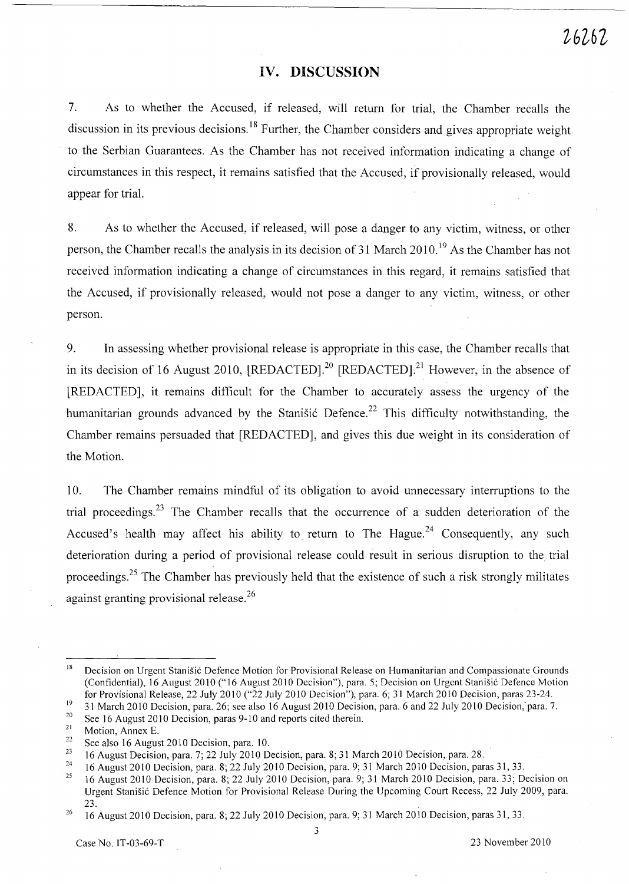## IV. DISCUSSION

7. As to whether the Accused, if released, will return for trial, the Chamber recalls the discussion in its previous decisions.[18] Further, the Chamber considers and gives appropriate weight to the Serbian Guarantees. As the Chamber has not received information indicating a change of circumstances in this respect, it remains satisfied that the Accused, if provisionally released, would appear for trial.

8. As to whether the Accused, if released, will pose a danger to any victim, witness, or other person, the Chamber recalls the analysis in its decision of 31 March 2010.[19] As the Chamber has not received information indicating a change of circumstances in this regard, it remains satisfied that the Accused, if provisionally released, would not pose a danger to any victim, witness, or other person.

9. In assessing whether provisional release is appropriate in this case, the Chamber recalls that in its decision of 16 August 2010, [REDACTED].[20] [REDACTED].[21] However, in the absence of [REDACTED], it remains difficult for the Chamber to accurately assess the urgency of the humanitarian grounds advanced by the Stanišić Defence.[22] This difficulty notwithstanding, the Chamber remains persuaded that [REDACTED], and gives this due weight in its consideration of the Motion.

10. The Chamber remains mindful of its obligation to avoid unnecessary interruptions to the trial proceedings.[23] The Chamber recalls that the occurrence of a sudden deterioration of the Accused's health may affect his ability to return to The Hague.[24] Consequently, any such deterioration during a period of provisional release could result in serious disruption to the trial proceedings.[25] The Chamber has previously held that the existence of such a risk strongly militates against granting provisional release.[26]

---

[18] Decision on Urgent Stanišić Defence Motion for Provisional Release on Humanitarian and Compassionate Grounds (Confidential), 16 August 2010 ("16 August 2010 Decision"), para. 5; Decision on Urgent Stanišić Defence Motion for Provisional Release, 22 July 2010 ("22 July 2010 Decision"), para. 6; 31 March 2010 Decision, paras 23-24.

[19] 31 March 2010 Decision, para. 26; see also 16 August 2010 Decision, para. 6 and 22 July 2010 Decision, para. 7.

[20] See 16 August 2010 Decision, paras 9-10 and reports cited therein.

[21] Motion, Annex E.

[22] See also 16 August 2010 Decision, para. 10.

[23] 16 August Decision, para. 7; 22 July 2010 Decision, para. 8; 31 March 2010 Decision, para. 28.

[24] 16 August 2010 Decision, para. 8; 22 July 2010 Decision, para. 9; 31 March 2010 Decision, paras 31, 33.

[25] 16 August 2010 Decision, para. 8; 22 July 2010 Decision, para. 9; 31 March 2010 Decision, para. 33; Decision on Urgent Stanišić Defence Motion for Provisional Release During the Upcoming Court Recess, 22 July 2009, para. 23.

[26] 16 August 2010 Decision, para. 8; 22 July 2010 Decision, para. 9; 31 March 2010 Decision, paras 31, 33.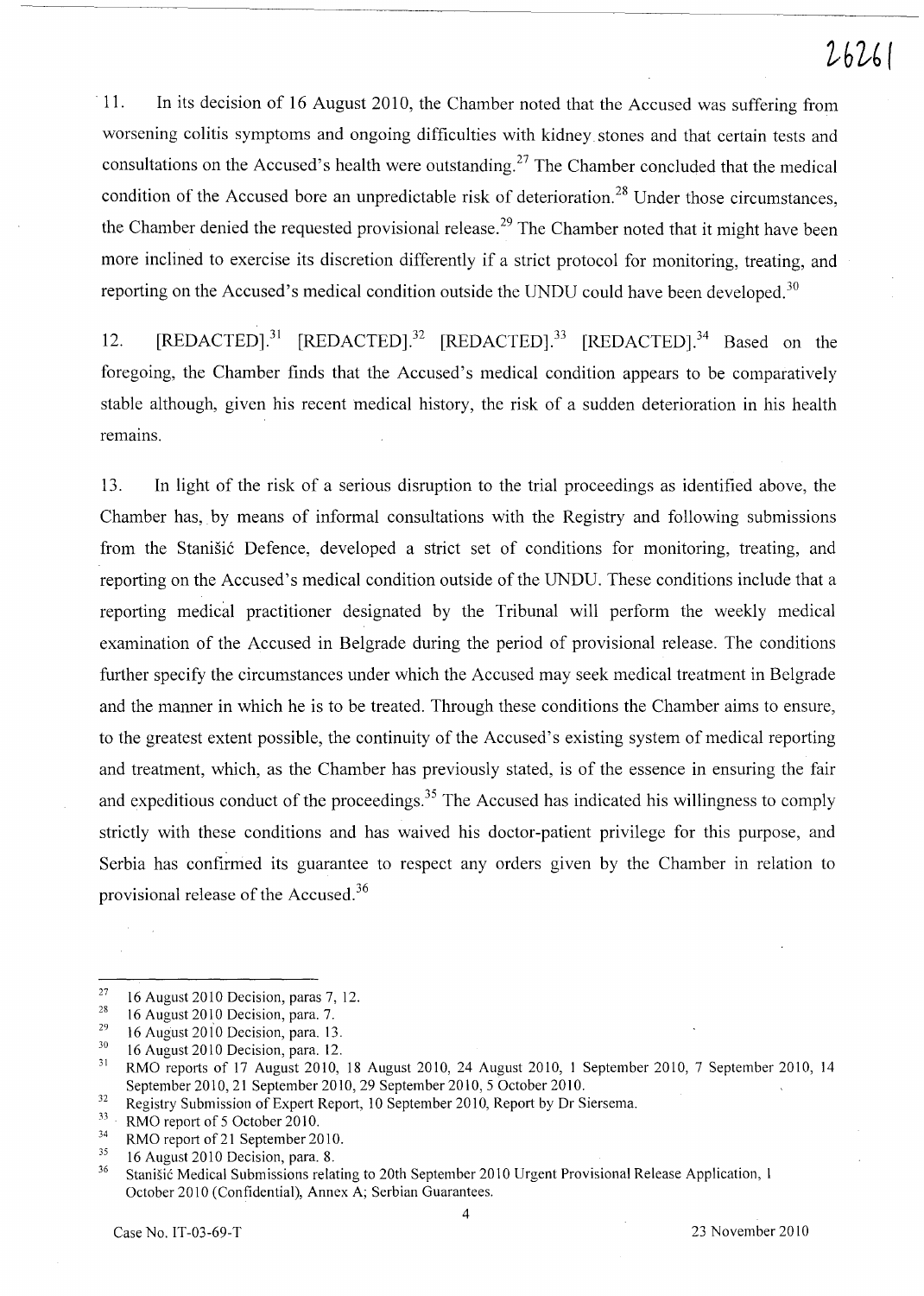11. In its decision of 16 August 2010, the Chamber noted that the Accused was suffering from worsening colitis symptoms and ongoing difficulties with kidney stones and that certain tests and consultations on the Accused's health were outstanding.[27] The Chamber concluded that the medical condition of the Accused bore an unpredictable risk of deterioration.[28] Under those circumstances, the Chamber denied the requested provisional release.[29] The Chamber noted that it might have been more inclined to exercise its discretion differently if a strict protocol for monitoring, treating, and reporting on the Accused's medical condition outside the UNDU could have been developed.[30]

12. [REDACTED].[31] [REDACTED].[32] [REDACTED].[33] [REDACTED].[34] Based on the foregoing, the Chamber finds that the Accused's medical condition appears to be comparatively stable although, given his recent medical history, the risk of a sudden deterioration in his health remains.

13. In light of the risk of a serious disruption to the trial proceedings as identified above, the Chamber has, by means of informal consultations with the Registry and following submissions from the Stanišić Defence, developed a strict set of conditions for monitoring, treating, and reporting on the Accused's medical condition outside of the UNDU. These conditions include that a reporting medical practitioner designated by the Tribunal will perform the weekly medical examination of the Accused in Belgrade during the period of provisional release. The conditions further specify the circumstances under which the Accused may seek medical treatment in Belgrade and the manner in which he is to be treated. Through these conditions the Chamber aims to ensure, to the greatest extent possible, the continuity of the Accused's existing system of medical reporting and treatment, which, as the Chamber has previously stated, is of the essence in ensuring the fair and expeditious conduct of the proceedings.[35] The Accused has indicated his willingness to comply strictly with these conditions and has waived his doctor-patient privilege for this purpose, and Serbia has confirmed its guarantee to respect any orders given by the Chamber in relation to provisional release of the Accused.[36]

---

[27] 16 August 2010 Decision, paras 7, 12.

[28] 16 August 2010 Decision, para. 7.

[29] 16 August 2010 Decision, para. 13.

[30] 16 August 2010 Decision, para. 12.

[31] RMO reports of 17 August 2010, 18 August 2010, 24 August 2010, 1 September 2010, 7 September 2010, 14 September 2010, 21 September 2010, 29 September 2010, 5 October 2010.

[32] Registry Submission of Expert Report, 10 September 2010, Report by Dr Siersema.

[33] RMO report of 5 October 2010.

[34] RMO report of 21 September 2010.

[35] 16 August 2010 Decision, para. 8.

[36] Stanišić Medical Submissions relating to 20th September 2010 Urgent Provisional Release Application, 1 October 2010 (Confidential), Annex A; Serbian Guarantees.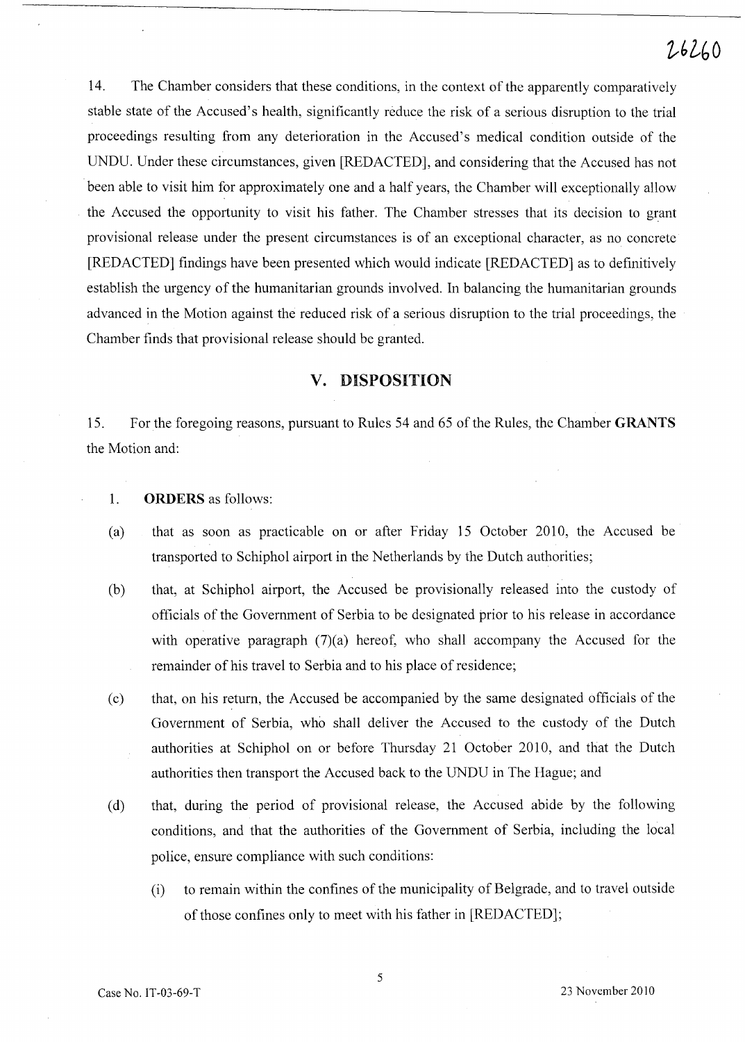14. The Chamber considers that these conditions, in the context of the apparently comparatively stable state of the Accused's health, significantly reduce the risk of a serious disruption to the trial proceedings resulting from any deterioration in the Accused's medical condition outside of the UNDU. Under these circumstances, given [REDACTED], and considering that the Accused has not been able to visit him for approximately one and a half years, the Chamber will exceptionally allow the Accused the opportunity to visit his father. The Chamber stresses that its decision to grant provisional release under the present circumstances is of an exceptional character, as no concrete [REDACTED] findings have been presented which would indicate [REDACTED] as to definitively establish the urgency of the humanitarian grounds involved. In balancing the humanitarian grounds advanced in the Motion against the reduced risk of a serious disruption to the trial proceedings, the Chamber finds that provisional release should be granted.

## V. DISPOSITION

15. For the foregoing reasons, pursuant to Rules 54 and 65 of the Rules, the Chamber **GRANTS** the Motion and:

1. **ORDERS** as follows:

(a) that as soon as practicable on or after Friday 15 October 2010, the Accused be transported to Schiphol airport in the Netherlands by the Dutch authorities;

(b) that, at Schiphol airport, the Accused be provisionally released into the custody of officials of the Government of Serbia to be designated prior to his release in accordance with operative paragraph (7)(a) hereof, who shall accompany the Accused for the remainder of his travel to Serbia and to his place of residence;

(c) that, on his return, the Accused be accompanied by the same designated officials of the Government of Serbia, who shall deliver the Accused to the custody of the Dutch authorities at Schiphol on or before Thursday 21 October 2010, and that the Dutch authorities then transport the Accused back to the UNDU in The Hague; and

(d) that, during the period of provisional release, the Accused abide by the following conditions, and that the authorities of the Government of Serbia, including the local police, ensure compliance with such conditions:

(i) to remain within the confines of the municipality of Belgrade, and to travel outside of those confines only to meet with his father in [REDACTED];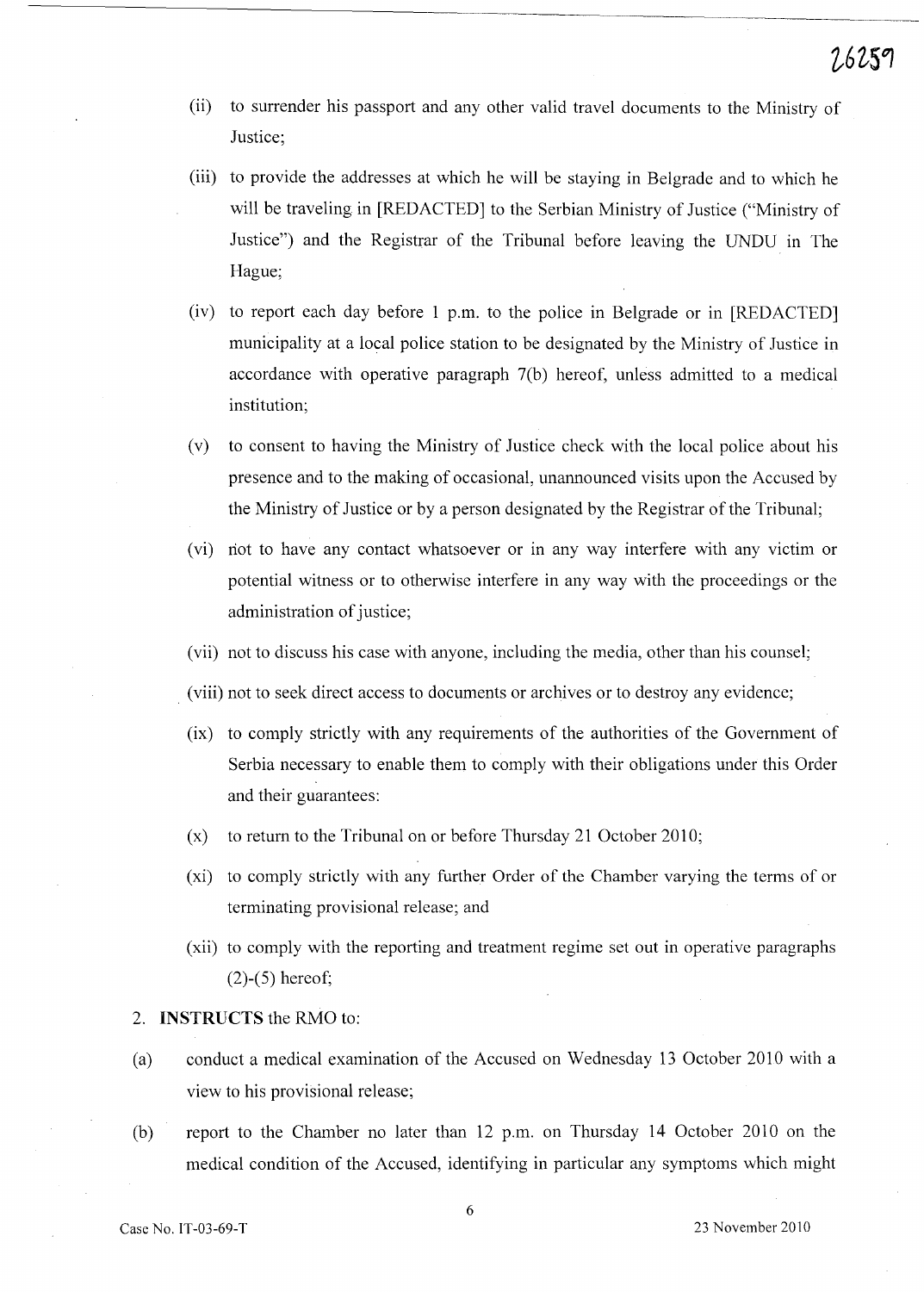(ii) to surrender his passport and any other valid travel documents to the Ministry of Justice;

(iii) to provide the addresses at which he will be staying in Belgrade and to which he will be traveling in [REDACTED] to the Serbian Ministry of Justice ("Ministry of Justice") and the Registrar of the Tribunal before leaving the UNDU in The Hague;

(iv) to report each day before 1 p.m. to the police in Belgrade or in [REDACTED] municipality at a local police station to be designated by the Ministry of Justice in accordance with operative paragraph 7(b) hereof, unless admitted to a medical institution;

(v) to consent to having the Ministry of Justice check with the local police about his presence and to the making of occasional, unannounced visits upon the Accused by the Ministry of Justice or by a person designated by the Registrar of the Tribunal;

(vi) not to have any contact whatsoever or in any way interfere with any victim or potential witness or to otherwise interfere in any way with the proceedings or the administration of justice;

(vii) not to discuss his case with anyone, including the media, other than his counsel;

(viii) not to seek direct access to documents or archives or to destroy any evidence;

(ix) to comply strictly with any requirements of the authorities of the Government of Serbia necessary to enable them to comply with their obligations under this Order and their guarantees:

(x) to return to the Tribunal on or before Thursday 21 October 2010;

(xi) to comply strictly with any further Order of the Chamber varying the terms of or terminating provisional release; and

(xii) to comply with the reporting and treatment regime set out in operative paragraphs (2)-(5) hereof;

2. **INSTRUCTS** the RMO to:

(a) conduct a medical examination of the Accused on Wednesday 13 October 2010 with a view to his provisional release;

(b) report to the Chamber no later than 12 p.m. on Thursday 14 October 2010 on the medical condition of the Accused, identifying in particular any symptoms which might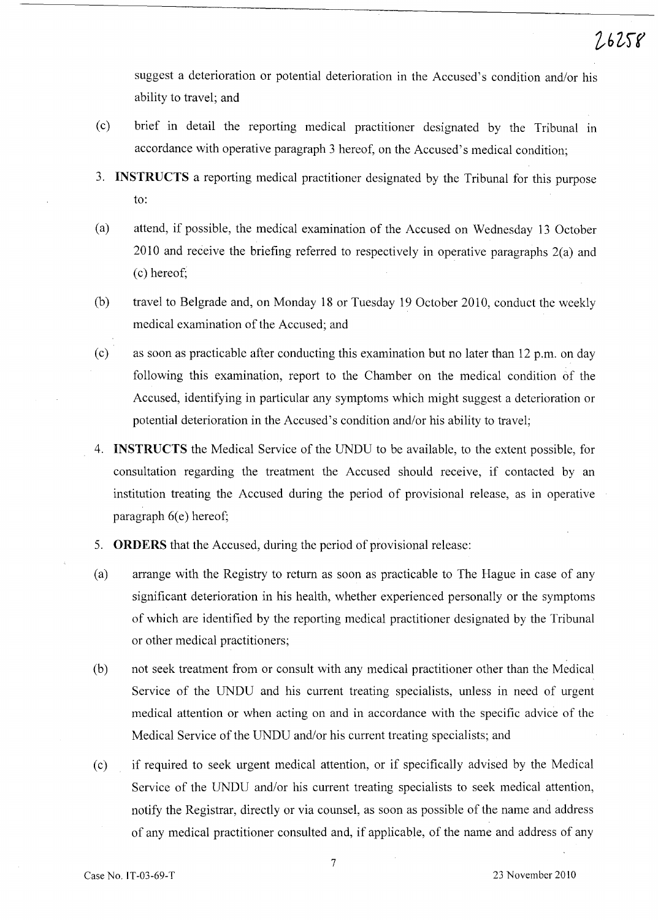suggest a deterioration or potential deterioration in the Accused's condition and/or his ability to travel; and

(c) brief in detail the reporting medical practitioner designated by the Tribunal in accordance with operative paragraph 3 hereof, on the Accused's medical condition;

3. **INSTRUCTS** a reporting medical practitioner designated by the Tribunal for this purpose to:

(a) attend, if possible, the medical examination of the Accused on Wednesday 13 October 2010 and receive the briefing referred to respectively in operative paragraphs 2(a) and (c) hereof;

(b) travel to Belgrade and, on Monday 18 or Tuesday 19 October 2010, conduct the weekly medical examination of the Accused; and

(c) as soon as practicable after conducting this examination but no later than 12 p.m. on day following this examination, report to the Chamber on the medical condition of the Accused, identifying in particular any symptoms which might suggest a deterioration or potential deterioration in the Accused's condition and/or his ability to travel;

4. **INSTRUCTS** the Medical Service of the UNDU to be available, to the extent possible, for consultation regarding the treatment the Accused should receive, if contacted by an institution treating the Accused during the period of provisional release, as in operative paragraph 6(e) hereof;

5. **ORDERS** that the Accused, during the period of provisional release:

(a) arrange with the Registry to return as soon as practicable to The Hague in case of any significant deterioration in his health, whether experienced personally or the symptoms of which are identified by the reporting medical practitioner designated by the Tribunal or other medical practitioners;

(b) not seek treatment from or consult with any medical practitioner other than the Medical Service of the UNDU and his current treating specialists, unless in need of urgent medical attention or when acting on and in accordance with the specific advice of the Medical Service of the UNDU and/or his current treating specialists; and

(c) if required to seek urgent medical attention, or if specifically advised by the Medical Service of the UNDU and/or his current treating specialists to seek medical attention, notify the Registrar, directly or via counsel, as soon as possible of the name and address of any medical practitioner consulted and, if applicable, of the name and address of any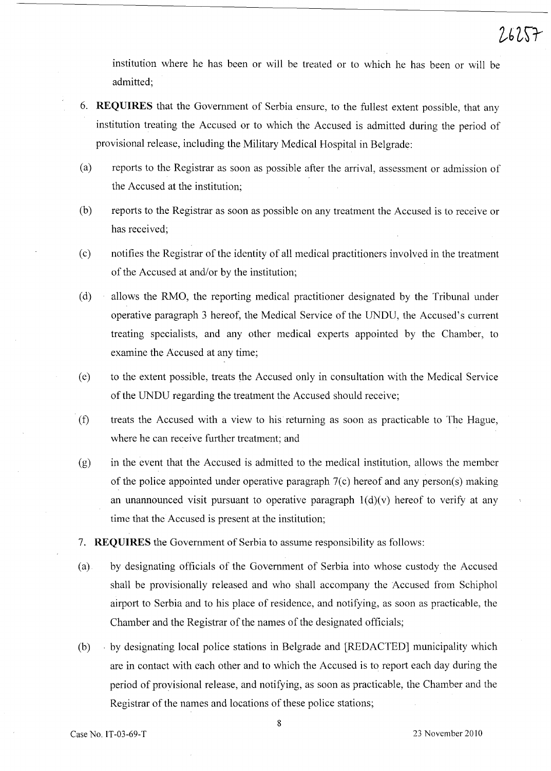institution where he has been or will be treated or to which he has been or will be admitted;

6. **REQUIRES** that the Government of Serbia ensure, to the fullest extent possible, that any institution treating the Accused or to which the Accused is admitted during the period of provisional release, including the Military Medical Hospital in Belgrade:

(a) reports to the Registrar as soon as possible after the arrival, assessment or admission of the Accused at the institution;

(b) reports to the Registrar as soon as possible on any treatment the Accused is to receive or has received;

(c) notifies the Registrar of the identity of all medical practitioners involved in the treatment of the Accused at and/or by the institution;

(d) allows the RMO, the reporting medical practitioner designated by the Tribunal under operative paragraph 3 hereof, the Medical Service of the UNDU, the Accused's current treating specialists, and any other medical experts appointed by the Chamber, to examine the Accused at any time;

(e) to the extent possible, treats the Accused only in consultation with the Medical Service of the UNDU regarding the treatment the Accused should receive;

(f) treats the Accused with a view to his returning as soon as practicable to The Hague, where he can receive further treatment; and

(g) in the event that the Accused is admitted to the medical institution, allows the member of the police appointed under operative paragraph 7(c) hereof and any person(s) making an unannounced visit pursuant to operative paragraph 1(d)(v) hereof to verify at any time that the Accused is present at the institution;

7. **REQUIRES** the Government of Serbia to assume responsibility as follows:

(a) by designating officials of the Government of Serbia into whose custody the Accused shall be provisionally released and who shall accompany the Accused from Schiphol airport to Serbia and to his place of residence, and notifying, as soon as practicable, the Chamber and the Registrar of the names of the designated officials;

(b) by designating local police stations in Belgrade and [REDACTED] municipality which are in contact with each other and to which the Accused is to report each day during the period of provisional release, and notifying, as soon as practicable, the Chamber and the Registrar of the names and locations of these police stations;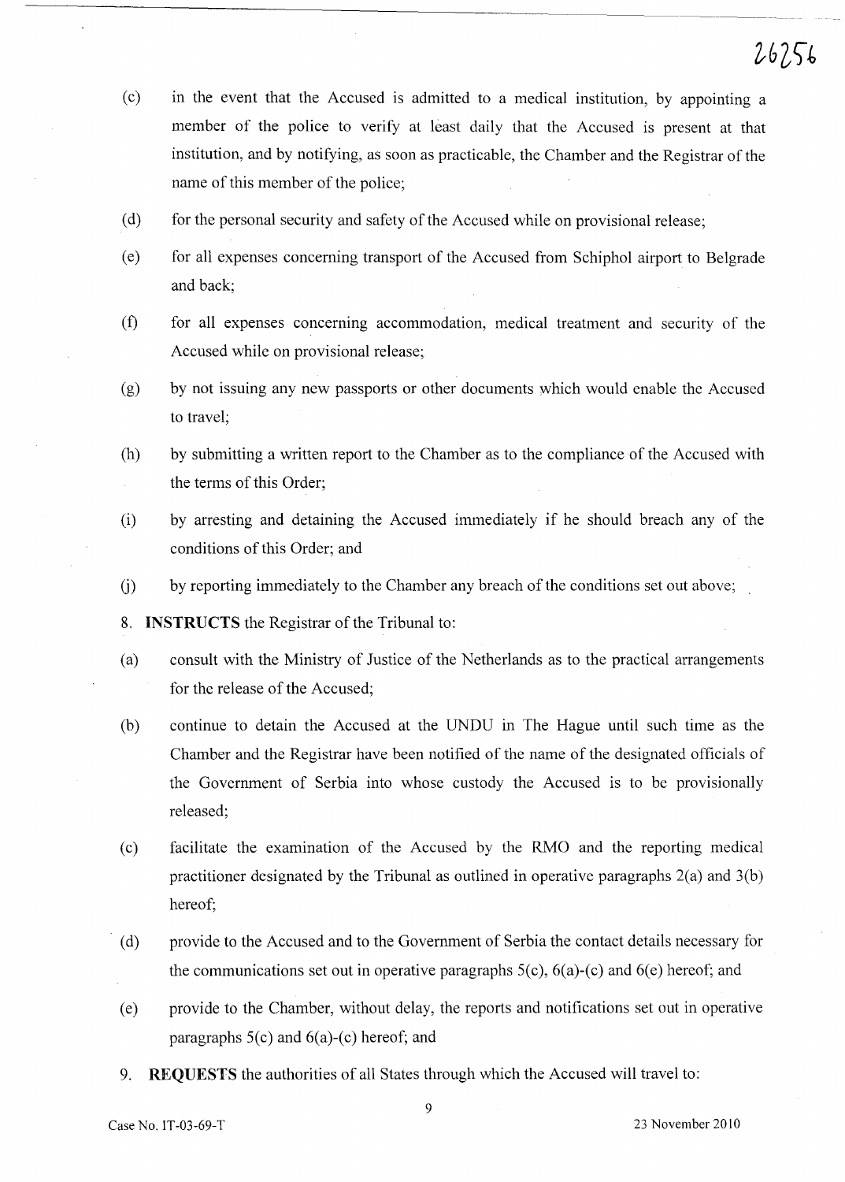(c) in the event that the Accused is admitted to a medical institution, by appointing a member of the police to verify at least daily that the Accused is present at that institution, and by notifying, as soon as practicable, the Chamber and the Registrar of the name of this member of the police;

(d) for the personal security and safety of the Accused while on provisional release;

(e) for all expenses concerning transport of the Accused from Schiphol airport to Belgrade and back;

(f) for all expenses concerning accommodation, medical treatment and security of the Accused while on provisional release;

(g) by not issuing any new passports or other documents which would enable the Accused to travel;

(h) by submitting a written report to the Chamber as to the compliance of the Accused with the terms of this Order;

(i) by arresting and detaining the Accused immediately if he should breach any of the conditions of this Order; and

(j) by reporting immediately to the Chamber any breach of the conditions set out above;

8. **INSTRUCTS** the Registrar of the Tribunal to:

(a) consult with the Ministry of Justice of the Netherlands as to the practical arrangements for the release of the Accused;

(b) continue to detain the Accused at the UNDU in The Hague until such time as the Chamber and the Registrar have been notified of the name of the designated officials of the Government of Serbia into whose custody the Accused is to be provisionally released;

(c) facilitate the examination of the Accused by the RMO and the reporting medical practitioner designated by the Tribunal as outlined in operative paragraphs 2(a) and 3(b) hereof;

(d) provide to the Accused and to the Government of Serbia the contact details necessary for the communications set out in operative paragraphs 5(c), 6(a)-(c) and 6(e) hereof; and

(e) provide to the Chamber, without delay, the reports and notifications set out in operative paragraphs 5(c) and 6(a)-(c) hereof; and

9. **REQUESTS** the authorities of all States through which the Accused will travel to: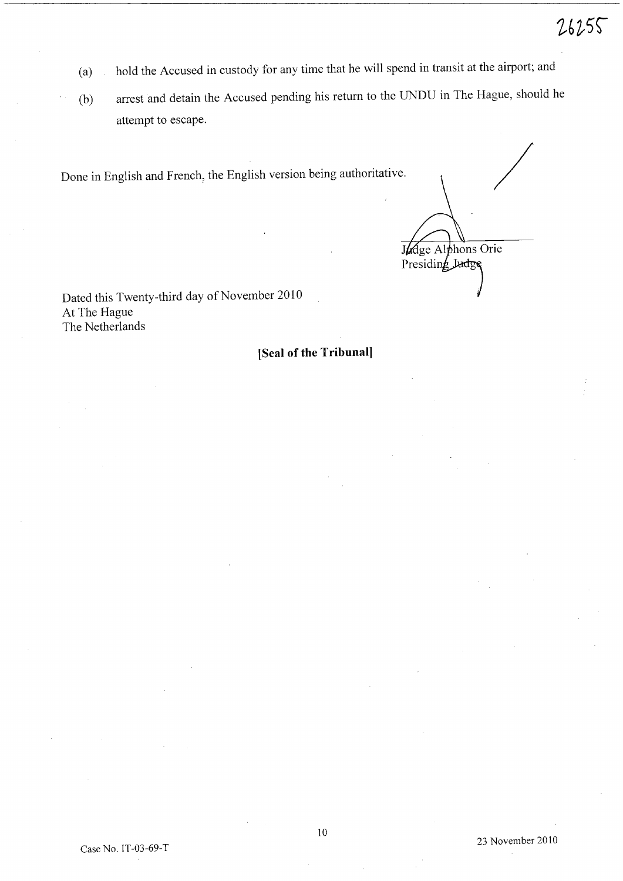(a) hold the Accused in custody for any time that he will spend in transit at the airport; and

(b) arrest and detain the Accused pending his return to the UNDU in The Hague, should he attempt to escape.

Done in English and French, the English version being authoritative.

Judge Alphons Orie
Presiding Judge

Dated this Twenty-third day of November 2010
At The Hague
The Netherlands

**[Seal of the Tribunal]**